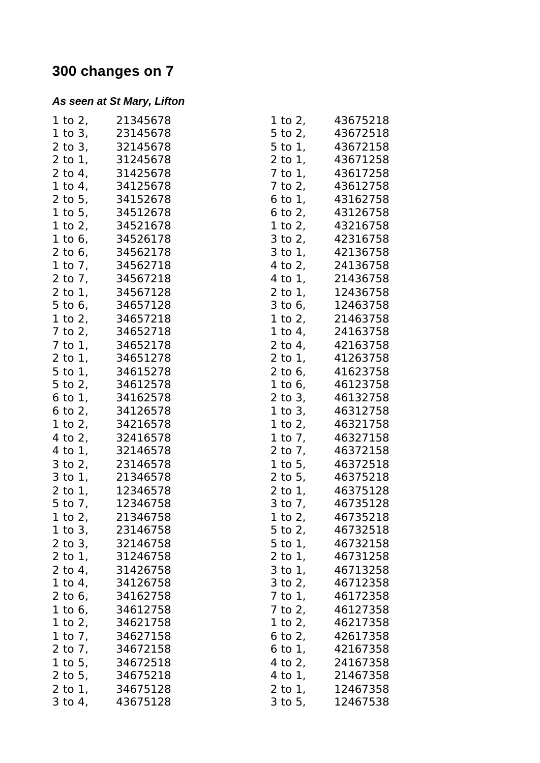# 300 changes on 7

***As seen at St Mary, Lifton***

1 to 2, 21345678
1 to 3, 23145678
2 to 3, 32145678
2 to 1, 31245678
2 to 4, 31425678
1 to 4, 34125678
2 to 5, 34152678
1 to 5, 34512678
1 to 2, 34521678
1 to 6, 34526178
2 to 6, 34562178
1 to 7, 34562718
2 to 7, 34567218
2 to 1, 34567128
5 to 6, 34657128
1 to 2, 34657218
7 to 2, 34652718
7 to 1, 34652178
2 to 1, 34651278
5 to 1, 34615278
5 to 2, 34612578
6 to 1, 34162578
6 to 2, 34126578
1 to 2, 34216578
4 to 2, 32416578
4 to 1, 32146578
3 to 2, 23146578
3 to 1, 21346578
2 to 1, 12346578
5 to 7, 12346758
1 to 2, 21346758
1 to 3, 23146758
2 to 3, 32146758
2 to 1, 31246758
2 to 4, 31426758
1 to 4, 34126758
2 to 6, 34162758
1 to 6, 34612758
1 to 2, 34621758
1 to 7, 34627158
2 to 7, 34672158
1 to 5, 34672518
2 to 5, 34675218
2 to 1, 34675128
3 to 4, 43675128
1 to 2, 43675218
5 to 2, 43672518
5 to 1, 43672158
2 to 1, 43671258
7 to 1, 43617258
7 to 2, 43612758
6 to 1, 43162758
6 to 2, 43126758
1 to 2, 43216758
3 to 2, 42316758
3 to 1, 42136758
4 to 2, 24136758
4 to 1, 21436758
2 to 1, 12436758
3 to 6, 12463758
1 to 2, 21463758
1 to 4, 24163758
2 to 4, 42163758
2 to 1, 41263758
2 to 6, 41623758
1 to 6, 46123758
2 to 3, 46132758
1 to 3, 46312758
1 to 2, 46321758
1 to 7, 46327158
2 to 7, 46372158
1 to 5, 46372518
2 to 5, 46375218
2 to 1, 46375128
3 to 7, 46735128
1 to 2, 46735218
5 to 2, 46732518
5 to 1, 46732158
2 to 1, 46731258
3 to 1, 46713258
3 to 2, 46712358
7 to 1, 46172358
7 to 2, 46127358
1 to 2, 46217358
6 to 2, 42617358
6 to 1, 42167358
4 to 2, 24167358
4 to 1, 21467358
2 to 1, 12467358
3 to 5, 12467538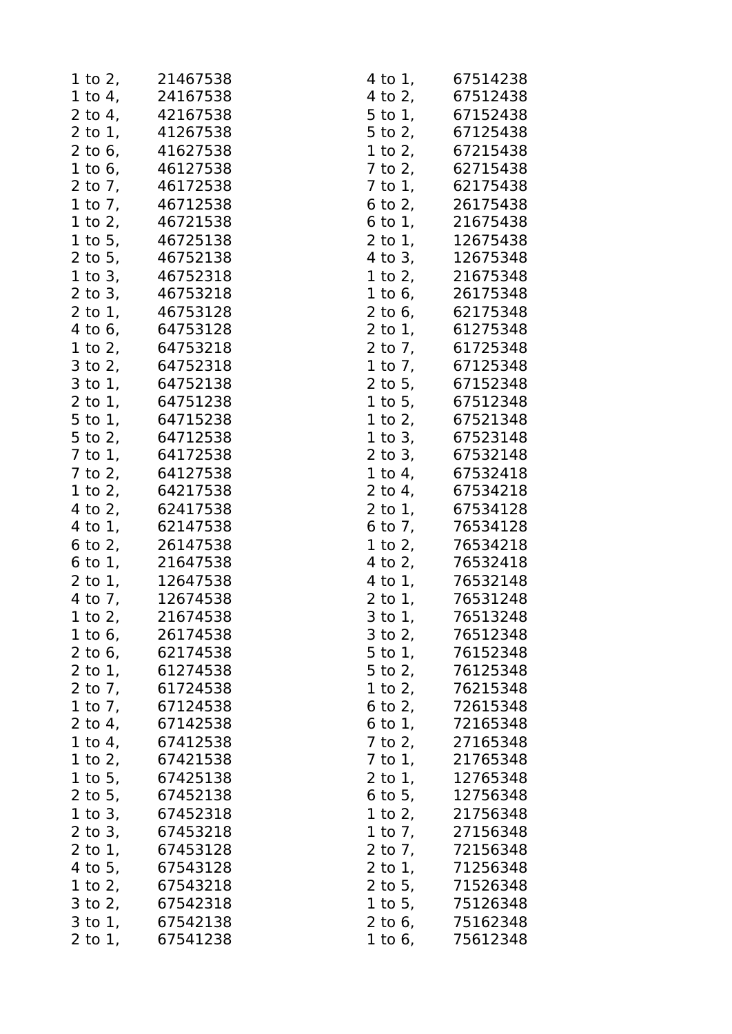1 to 2,  21467538
1 to 4,  24167538
2 to 4,  42167538
2 to 1,  41267538
2 to 6,  41627538
1 to 6,  46127538
2 to 7,  46172538
1 to 7,  46712538
1 to 2,  46721538
1 to 5,  46725138
2 to 5,  46752138
1 to 3,  46752318
2 to 3,  46753218
2 to 1,  46753128
4 to 6,  64753128
1 to 2,  64753218
3 to 2,  64752318
3 to 1,  64752138
2 to 1,  64751238
5 to 1,  64715238
5 to 2,  64712538
7 to 1,  64172538
7 to 2,  64127538
1 to 2,  64217538
4 to 2,  62417538
4 to 1,  62147538
6 to 2,  26147538
6 to 1,  21647538
2 to 1,  12647538
4 to 7,  12674538
1 to 2,  21674538
1 to 6,  26174538
2 to 6,  62174538
2 to 1,  61274538
2 to 7,  61724538
1 to 7,  67124538
2 to 4,  67142538
1 to 4,  67412538
1 to 2,  67421538
1 to 5,  67425138
2 to 5,  67452138
1 to 3,  67452318
2 to 3,  67453218
2 to 1,  67453128
4 to 5,  67543128
1 to 2,  67543218
3 to 2,  67542318
3 to 1,  67542138
2 to 1,  67541238
4 to 1,  67514238
4 to 2,  67512438
5 to 1,  67152438
5 to 2,  67125438
1 to 2,  67215438
7 to 2,  62715438
7 to 1,  62175438
6 to 2,  26175438
6 to 1,  21675438
2 to 1,  12675438
4 to 3,  12675348
1 to 2,  21675348
1 to 6,  26175348
2 to 6,  62175348
2 to 1,  61275348
2 to 7,  61725348
1 to 7,  67125348
2 to 5,  67152348
1 to 5,  67512348
1 to 2,  67521348
1 to 3,  67523148
2 to 3,  67532148
1 to 4,  67532418
2 to 4,  67534218
2 to 1,  67534128
6 to 7,  76534128
1 to 2,  76534218
4 to 2,  76532418
4 to 1,  76532148
2 to 1,  76531248
3 to 1,  76513248
3 to 2,  76512348
5 to 1,  76152348
5 to 2,  76125348
1 to 2,  76215348
6 to 2,  72615348
6 to 1,  72165348
7 to 2,  27165348
7 to 1,  21765348
2 to 1,  12765348
6 to 5,  12756348
1 to 2,  21756348
1 to 7,  27156348
2 to 7,  72156348
2 to 1,  71256348
2 to 5,  71526348
1 to 5,  75126348
2 to 6,  75162348
1 to 6,  75612348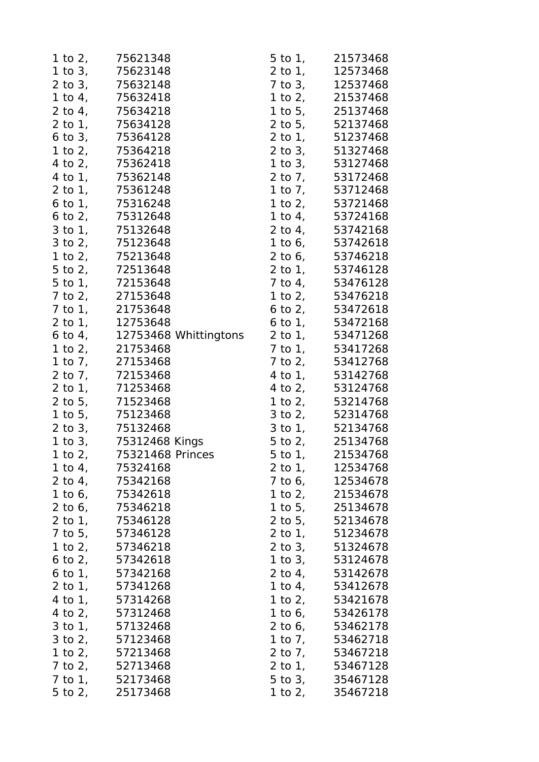1 to 2, 75621348
1 to 3, 75623148
2 to 3, 75632148
1 to 4, 75632418
2 to 4, 75634218
2 to 1, 75634128
6 to 3, 75364128
1 to 2, 75364218
4 to 2, 75362418
4 to 1, 75362148
2 to 1, 75361248
6 to 1, 75316248
6 to 2, 75312648
3 to 1, 75132648
3 to 2, 75123648
1 to 2, 75213648
5 to 2, 72513648
5 to 1, 72153648
7 to 2, 27153648
7 to 1, 21753648
2 to 1, 12753648
6 to 4, 12753468 Whittingtons
1 to 2, 21753468
1 to 7, 27153468
2 to 7, 72153468
2 to 1, 71253468
2 to 5, 71523468
1 to 5, 75123468
2 to 3, 75132468
1 to 3, 75312468 Kings
1 to 2, 75321468 Princes
1 to 4, 75324168
2 to 4, 75342168
1 to 6, 75342618
2 to 6, 75346218
2 to 1, 75346128
7 to 5, 57346128
1 to 2, 57346218
6 to 2, 57342618
6 to 1, 57342168
2 to 1, 57341268
4 to 1, 57314268
4 to 2, 57312468
3 to 1, 57132468
3 to 2, 57123468
1 to 2, 57213468
7 to 2, 52713468
7 to 1, 52173468
5 to 2, 25173468
5 to 1, 21573468
2 to 1, 12573468
7 to 3, 12537468
1 to 2, 21537468
1 to 5, 25137468
2 to 5, 52137468
2 to 1, 51237468
2 to 3, 51327468
1 to 3, 53127468
2 to 7, 53172468
1 to 7, 53712468
1 to 2, 53721468
1 to 4, 53724168
2 to 4, 53742168
1 to 6, 53742618
2 to 6, 53746218
2 to 1, 53746128
7 to 4, 53476128
1 to 2, 53476218
6 to 2, 53472618
6 to 1, 53472168
2 to 1, 53471268
7 to 1, 53417268
7 to 2, 53412768
4 to 1, 53142768
4 to 2, 53124768
1 to 2, 53214768
3 to 2, 52314768
3 to 1, 52134768
5 to 2, 25134768
5 to 1, 21534768
2 to 1, 12534768
7 to 6, 12534678
1 to 2, 21534678
1 to 5, 25134678
2 to 5, 52134678
2 to 1, 51234678
2 to 3, 51324678
1 to 3, 53124678
2 to 4, 53142678
1 to 4, 53412678
1 to 2, 53421678
1 to 6, 53426178
2 to 6, 53462178
1 to 7, 53462718
2 to 7, 53467218
2 to 1, 53467128
5 to 3, 35467128
1 to 2, 35467218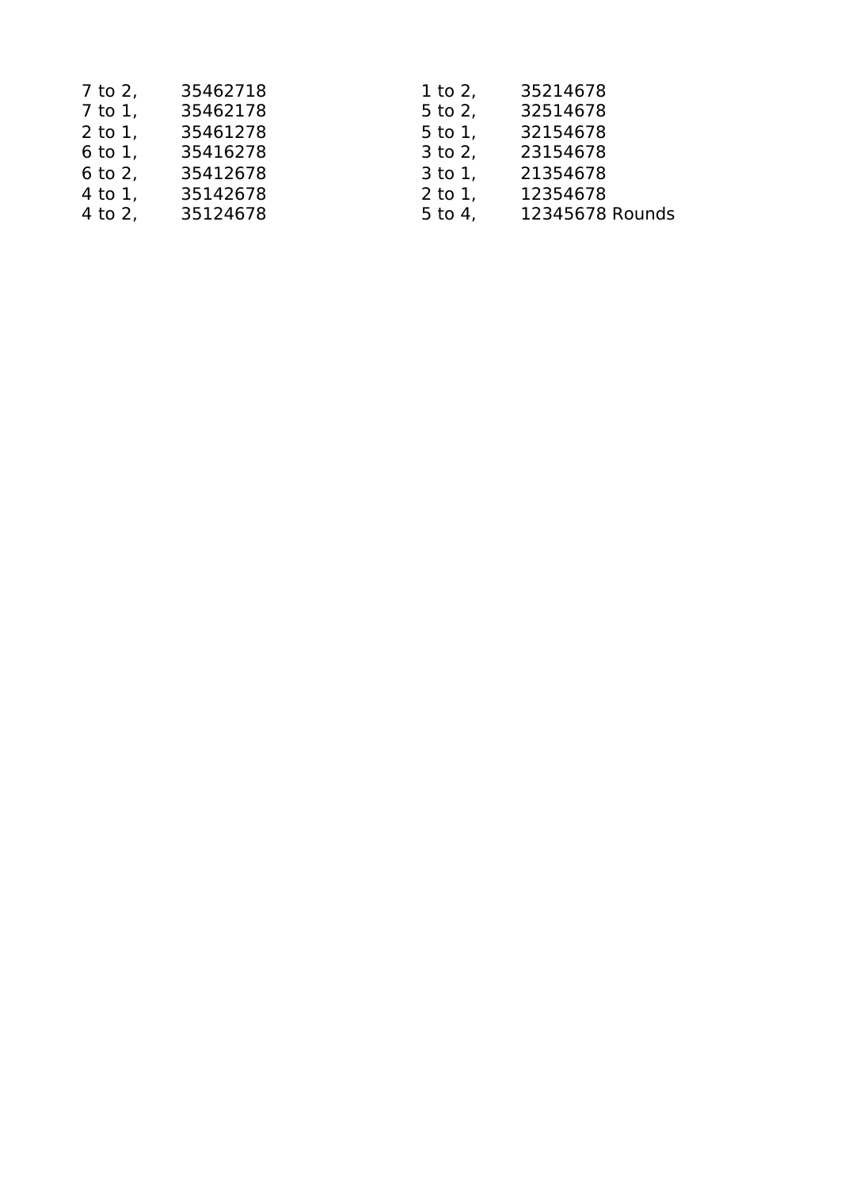7 to 2, 35462718
7 to 1, 35462178
2 to 1, 35461278
6 to 1, 35416278
6 to 2, 35412678
4 to 1, 35142678
4 to 2, 35124678

1 to 2, 35214678
5 to 2, 32514678
5 to 1, 32154678
3 to 2, 23154678
3 to 1, 21354678
2 to 1, 12354678
5 to 4, 12345678 Rounds